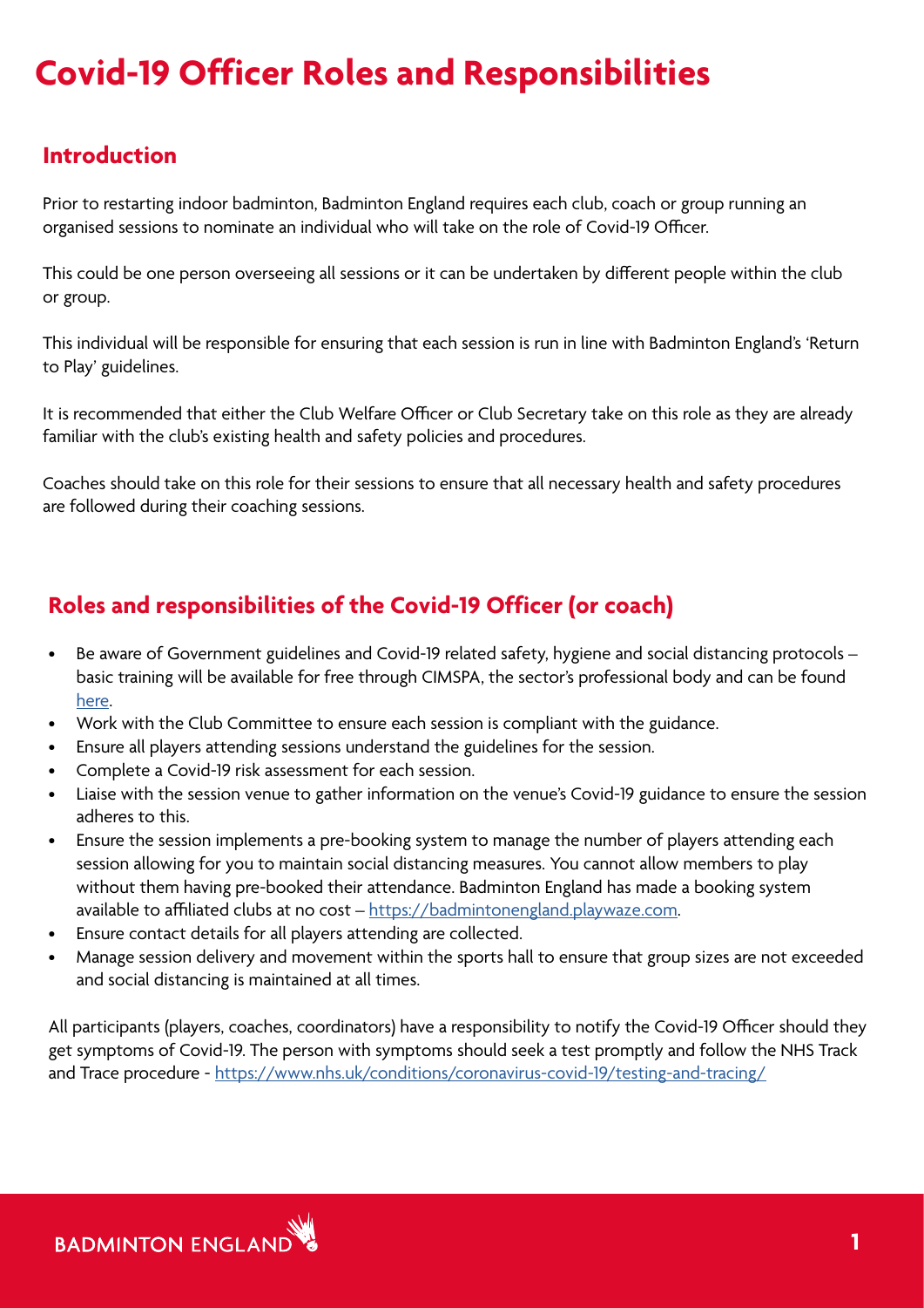# Covid-19 Officer Roles and Responsibilities

## Introduction

Prior to restarting indoor badminton, Badminton England requires each club, coach or group running an organised sessions to nominate an individual who will take on the role of Covid-19 Officer.

This could be one person overseeing all sessions or it can be undertaken by different people within the club or group.

This individual will be responsible for ensuring that each session is run in line with Badminton England's 'Return to Play' guidelines.

It is recommended that either the Club Welfare Officer or Club Secretary take on this role as they are already familiar with the club's existing health and safety policies and procedures.

Coaches should take on this role for their sessions to ensure that all necessary health and safety procedures are followed during their coaching sessions.

## Roles and responsibilities of the Covid-19 Officer (or coach)

- Be aware of Government guidelines and Covid-19 related safety, hygiene and social distancing protocols – basic training will be available for free through CIMSPA, the sector's professional body and can be found here.
- Work with the Club Committee to ensure each session is compliant with the guidance.
- Ensure all players attending sessions understand the guidelines for the session.
- Complete a Covid-19 risk assessment for each session.
- Liaise with the session venue to gather information on the venue's Covid-19 guidance to ensure the session adheres to this.
- Ensure the session implements a pre-booking system to manage the number of players attending each session allowing for you to maintain social distancing measures. You cannot allow members to play without them having pre-booked their attendance. Badminton England has made a booking system available to affiliated clubs at no cost – https://badmintonengland.playwaze.com.
- Ensure contact details for all players attending are collected.
- Manage session delivery and movement within the sports hall to ensure that group sizes are not exceeded and social distancing is maintained at all times.

All participants (players, coaches, coordinators) have a responsibility to notify the Covid-19 Officer should they get symptoms of Covid-19. The person with symptoms should seek a test promptly and follow the NHS Track and Trace procedure - https://www.nhs.uk/conditions/coronavirus-covid-19/testing-and-tracing/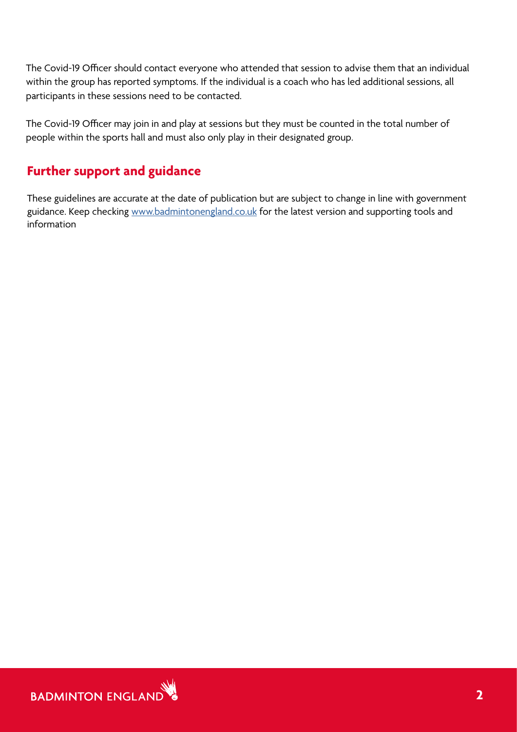The Covid-19 Officer should contact everyone who attended that session to advise them that an individual within the group has reported symptoms. If the individual is a coach who has led additional sessions, all participants in these sessions need to be contacted.

The Covid-19 Officer may join in and play at sessions but they must be counted in the total number of people within the sports hall and must also only play in their designated group.

## Further support and guidance

These guidelines are accurate at the date of publication but are subject to change in line with government guidance. Keep checking [www.badmintonengland.co.uk](http://www.badmintonengland.co.uk) for the latest version and supporting tools and information